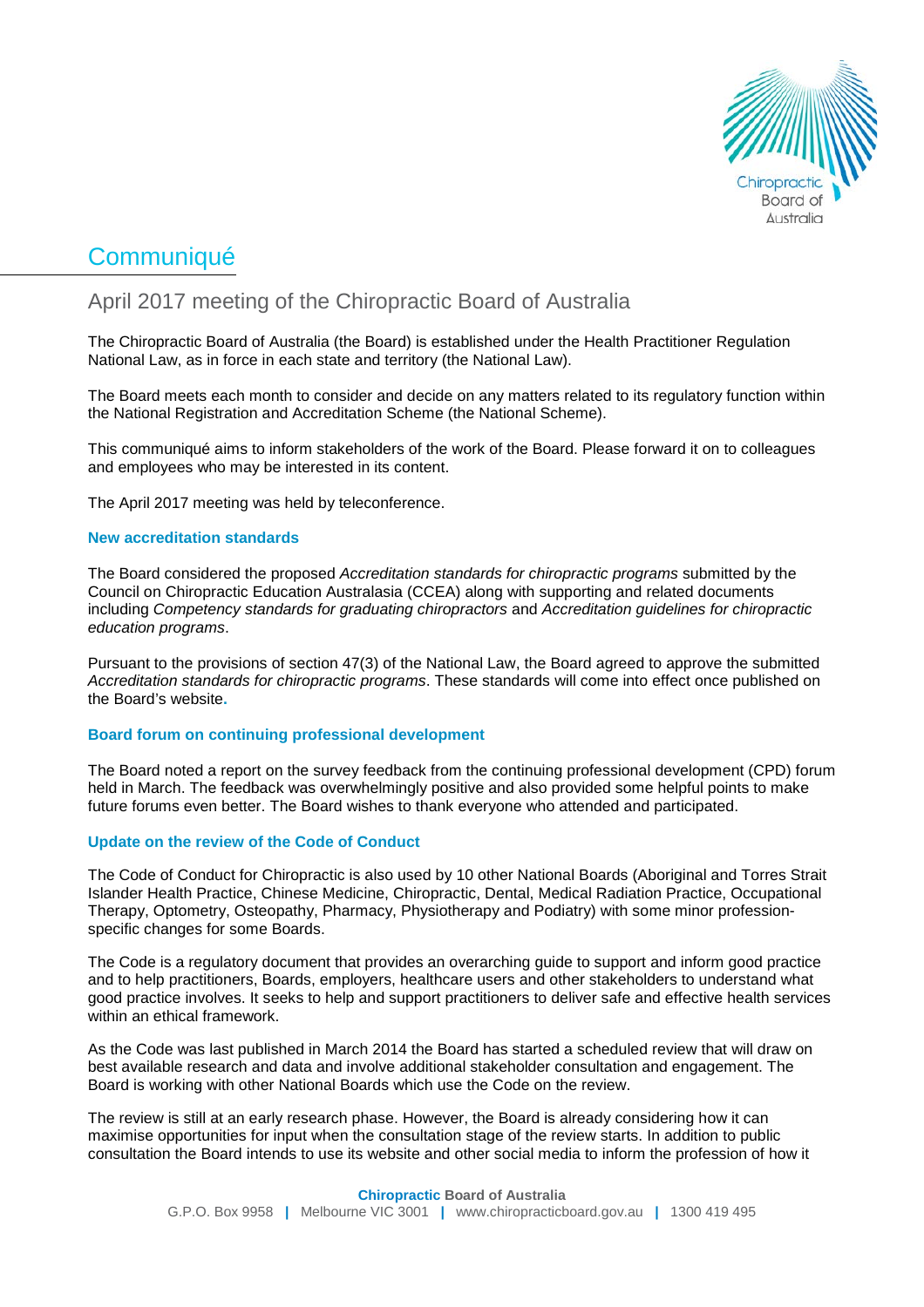# Communiqué

## April 2017 meeting of the Chiropractic Board of Australia

The Chiropractic Board of Australia (the Board) is established under the Health Practitioner Regulation National Law, as in force in each state and territory (the National Law).

The Board meets each month to consider and decide on any matters related to its regulatory function within the National Registration and Accreditation Scheme (the National Scheme).

This communiqué aims to inform stakeholders of the work of the Board. Please forward it on to colleagues and employees who may be interested in its content.

The April 2017 meeting was held by teleconference.

### New accreditation standards

The Board considered the proposed *Accreditation standards for chiropractic programs* submitted by the Council on Chiropractic Education Australasia (CCEA) along with supporting and related documents including *Competency standards for graduating chiropractors* and *Accreditation guidelines for chiropractic education programs*.

Pursuant to the provisions of section 47(3) of the National Law, the Board agreed to approve the submitted *Accreditation standards for chiropractic programs*. These standards will come into effect once published on the Board's website.

### Board forum on continuing professional development

The Board noted a report on the survey feedback from the continuing professional development (CPD) forum held in March. The feedback was overwhelmingly positive and also provided some helpful points to make future forums even better. The Board wishes to thank everyone who attended and participated.

### Update on the review of the Code of Conduct

The Code of Conduct for Chiropractic is also used by 10 other National Boards (Aboriginal and Torres Strait Islander Health Practice, Chinese Medicine, Chiropractic, Dental, Medical Radiation Practice, Occupational Therapy, Optometry, Osteopathy, Pharmacy, Physiotherapy and Podiatry) with some minor profession-specific changes for some Boards.

The Code is a regulatory document that provides an overarching guide to support and inform good practice and to help practitioners, Boards, employers, healthcare users and other stakeholders to understand what good practice involves. It seeks to help and support practitioners to deliver safe and effective health services within an ethical framework.

As the Code was last published in March 2014 the Board has started a scheduled review that will draw on best available research and data and involve additional stakeholder consultation and engagement. The Board is working with other National Boards which use the Code on the review.

The review is still at an early research phase. However, the Board is already considering how it can maximise opportunities for input when the consultation stage of the review starts. In addition to public consultation the Board intends to use its website and other social media to inform the profession of how it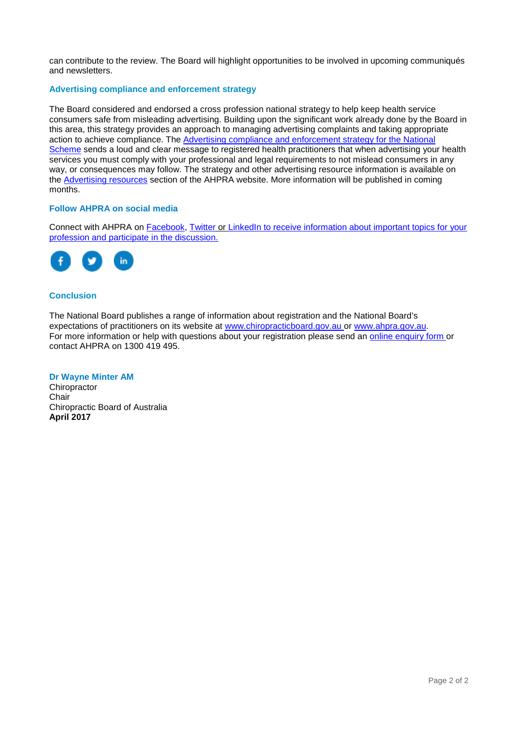can contribute to the review. The Board will highlight opportunities to be involved in upcoming communiqués and newsletters.

### Advertising compliance and enforcement strategy

The Board considered and endorsed a cross profession national strategy to help keep health service consumers safe from misleading advertising. Building upon the significant work already done by the Board in this area, this strategy provides an approach to managing advertising complaints and taking appropriate action to achieve compliance. The Advertising compliance and enforcement strategy for the National Scheme sends a loud and clear message to registered health practitioners that when advertising your health services you must comply with your professional and legal requirements to not mislead consumers in any way, or consequences may follow. The strategy and other advertising resource information is available on the Advertising resources section of the AHPRA website. More information will be published in coming months.

### Follow AHPRA on social media

Connect with AHPRA on Facebook, Twitter or LinkedIn to receive information about important topics for your profession and participate in the discussion.

### Conclusion

The National Board publishes a range of information about registration and the National Board's expectations of practitioners on its website at www.chiropracticboard.gov.au or www.ahpra.gov.au.
For more information or help with questions about your registration please send an online enquiry form or contact AHPRA on 1300 419 495.

**Dr Wayne Minter AM**
Chiropractor
Chair
Chiropractic Board of Australia
**April 2017**